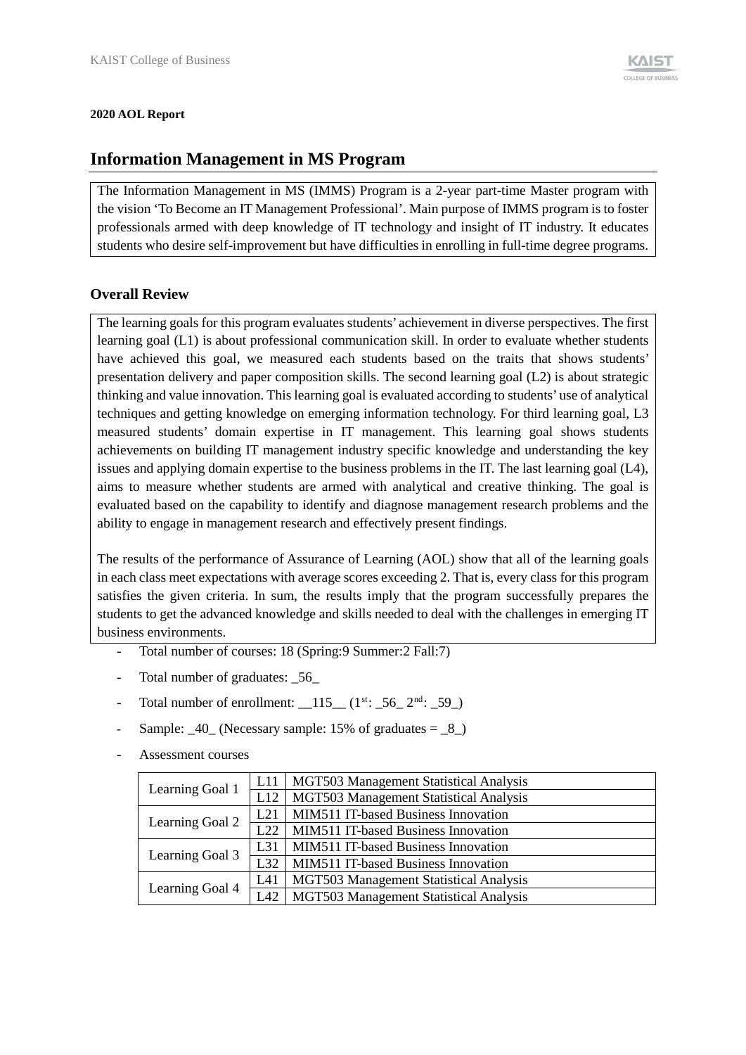**2020 AOL Report**

## Information Management in MS Program

The Information Management in MS (IMMS) Program is a 2-year part-time Master program with the vision 'To Become an IT Management Professional'. Main purpose of IMMS program is to foster professionals armed with deep knowledge of IT technology and insight of IT industry. It educates students who desire self-improvement but have difficulties in enrolling in full-time degree programs.

### Overall Review

The learning goals for this program evaluates students' achievement in diverse perspectives. The first learning goal (L1) is about professional communication skill. In order to evaluate whether students have achieved this goal, we measured each students based on the traits that shows students' presentation delivery and paper composition skills. The second learning goal (L2) is about strategic thinking and value innovation. This learning goal is evaluated according to students' use of analytical techniques and getting knowledge on emerging information technology. For third learning goal, L3 measured students' domain expertise in IT management. This learning goal shows students achievements on building IT management industry specific knowledge and understanding the key issues and applying domain expertise to the business problems in the IT. The last learning goal (L4), aims to measure whether students are armed with analytical and creative thinking. The goal is evaluated based on the capability to identify and diagnose management research problems and the ability to engage in management research and effectively present findings.

The results of the performance of Assurance of Learning (AOL) show that all of the learning goals in each class meet expectations with average scores exceeding 2. That is, every class for this program satisfies the given criteria. In sum, the results imply that the program successfully prepares the students to get the advanced knowledge and skills needed to deal with the challenges in emerging IT business environments.

- Total number of courses: 18 (Spring:9 Summer:2 Fall:7)
- Total number of graduates: _56_
- Total number of enrollment: __115__ (1st: _56_ 2nd: _59_)
- Sample: _40_ (Necessary sample: 15% of graduates = _8_)
- Assessment courses

| | | |
|---|---|---|
| Learning Goal 1 | L11 | MGT503 Management Statistical Analysis |
| | L12 | MGT503 Management Statistical Analysis |
| Learning Goal 2 | L21 | MIM511 IT-based Business Innovation |
| | L22 | MIM511 IT-based Business Innovation |
| Learning Goal 3 | L31 | MIM511 IT-based Business Innovation |
| | L32 | MIM511 IT-based Business Innovation |
| Learning Goal 4 | L41 | MGT503 Management Statistical Analysis |
| | L42 | MGT503 Management Statistical Analysis |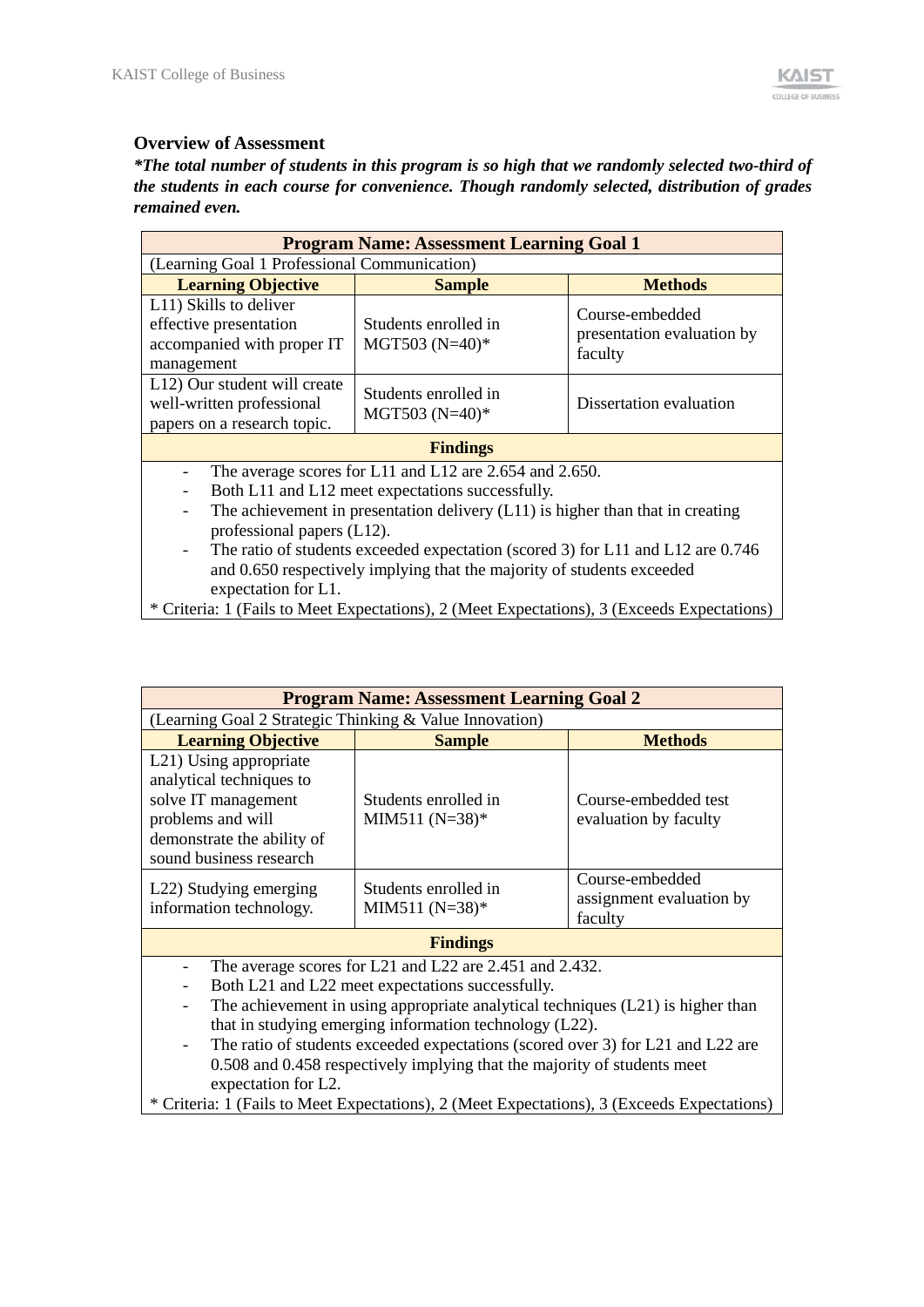### Overview of Assessment

***The total number of students in this program is so high that we randomly selected two-third of the students in each course for convenience. Though randomly selected, distribution of grades remained even.***

| **Program Name: Assessment Learning Goal 1** | | |
|---|---|---|
| (Learning Goal 1 Professional Communication) | | |
| **Learning Objective** | **Sample** | **Methods** |
| L11) Skills to deliver effective presentation accompanied with proper IT management | Students enrolled in MGT503 (N=40)* | Course-embedded presentation evaluation by faculty |
| L12) Our student will create well-written professional papers on a research topic. | Students enrolled in MGT503 (N=40)* | Dissertation evaluation |
| **Findings** | | |
| - The average scores for L11 and L12 are 2.654 and 2.650.<br>- Both L11 and L12 meet expectations successfully.<br>- The achievement in presentation delivery (L11) is higher than that in creating professional papers (L12).<br>- The ratio of students exceeded expectation (scored 3) for L11 and L12 are 0.746 and 0.650 respectively implying that the majority of students exceeded expectation for L1. | | |
| * Criteria: 1 (Fails to Meet Expectations), 2 (Meet Expectations), 3 (Exceeds Expectations) | | |

| **Program Name: Assessment Learning Goal 2** | | |
|---|---|---|
| (Learning Goal 2 Strategic Thinking & Value Innovation) | | |
| **Learning Objective** | **Sample** | **Methods** |
| L21) Using appropriate analytical techniques to solve IT management problems and will demonstrate the ability of sound business research | Students enrolled in MIM511 (N=38)* | Course-embedded test evaluation by faculty |
| L22) Studying emerging information technology. | Students enrolled in MIM511 (N=38)* | Course-embedded assignment evaluation by faculty |
| **Findings** | | |
| - The average scores for L21 and L22 are 2.451 and 2.432.<br>- Both L21 and L22 meet expectations successfully.<br>- The achievement in using appropriate analytical techniques (L21) is higher than that in studying emerging information technology (L22).<br>- The ratio of students exceeded expectations (scored over 3) for L21 and L22 are 0.508 and 0.458 respectively implying that the majority of students meet expectation for L2. | | |
| * Criteria: 1 (Fails to Meet Expectations), 2 (Meet Expectations), 3 (Exceeds Expectations) | | |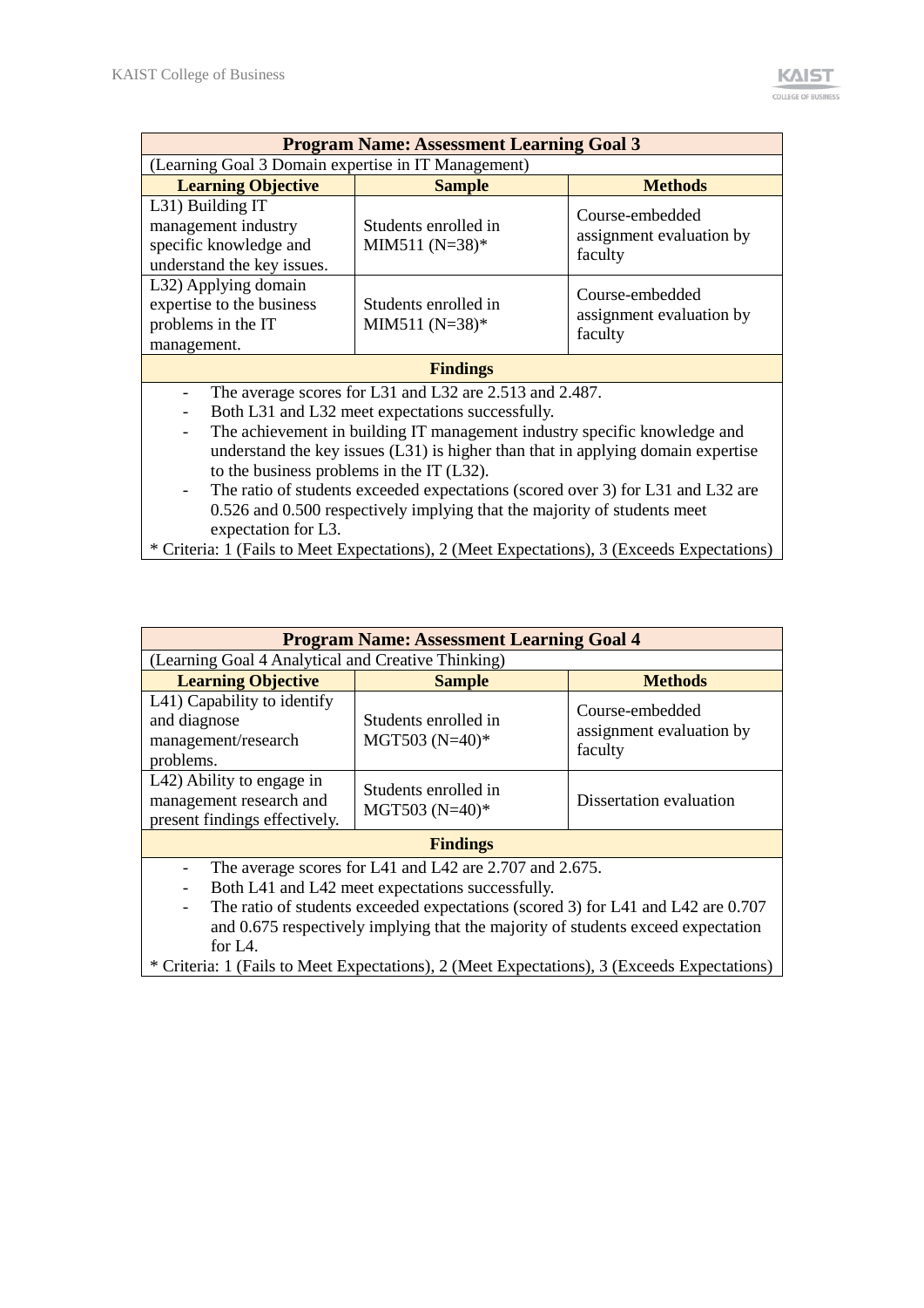| Program Name: Assessment Learning Goal 3 | | |
|---|---|---|
| (Learning Goal 3 Domain expertise in IT Management) | | |
| **Learning Objective** | **Sample** | **Methods** |
| L31) Building IT management industry specific knowledge and understand the key issues. | Students enrolled in MIM511 (N=38)* | Course-embedded assignment evaluation by faculty |
| L32) Applying domain expertise to the business problems in the IT management. | Students enrolled in MIM511 (N=38)* | Course-embedded assignment evaluation by faculty |
| **Findings** | | |
| - The average scores for L31 and L32 are 2.513 and 2.487.<br>- Both L31 and L32 meet expectations successfully.<br>- The achievement in building IT management industry specific knowledge and understand the key issues (L31) is higher than that in applying domain expertise to the business problems in the IT (L32).<br>- The ratio of students exceeded expectations (scored over 3) for L31 and L32 are 0.526 and 0.500 respectively implying that the majority of students meet expectation for L3. | | |
| * Criteria: 1 (Fails to Meet Expectations), 2 (Meet Expectations), 3 (Exceeds Expectations) | | |

| Program Name: Assessment Learning Goal 4 | | |
|---|---|---|
| (Learning Goal 4 Analytical and Creative Thinking) | | |
| **Learning Objective** | **Sample** | **Methods** |
| L41) Capability to identify and diagnose management/research problems. | Students enrolled in MGT503 (N=40)* | Course-embedded assignment evaluation by faculty |
| L42) Ability to engage in management research and present findings effectively. | Students enrolled in MGT503 (N=40)* | Dissertation evaluation |
| **Findings** | | |
| - The average scores for L41 and L42 are 2.707 and 2.675.<br>- Both L41 and L42 meet expectations successfully.<br>- The ratio of students exceeded expectations (scored 3) for L41 and L42 are 0.707 and 0.675 respectively implying that the majority of students exceed expectation for L4. | | |
| * Criteria: 1 (Fails to Meet Expectations), 2 (Meet Expectations), 3 (Exceeds Expectations) | | |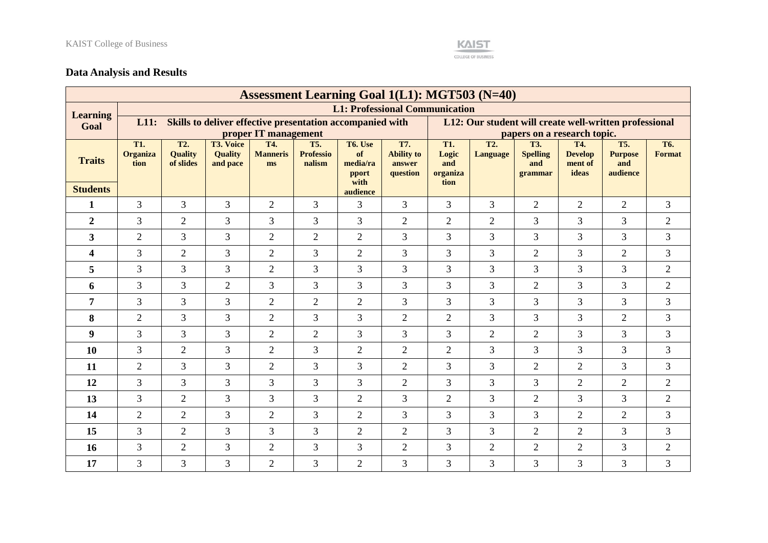## Data Analysis and Results

| Assessment Learning Goal 1(L1): MGT503 (N=40) | | | | | | | | | | | | | |
|---|---|---|---|---|---|---|---|---|---|---|---|---|---|
| **Learning Goal** | **L1: Professional Communication** | | | | | | | | | | | | |
| | **L11: Skills to deliver effective presentation accompanied with proper IT management** | | | | | | | **L12: Our student will create well-written professional papers on a research topic.** | | | | | |
| **Traits** | **T1. Organization** | **T2. Quality of slides** | **T3. Voice Quality and pace** | **T4. Mannerisms** | **T5. Professionalism** | **T6. Use of media/rapport with audience** | **T7. Ability to answer question** | **T1. Logic and organization** | **T2. Language** | **T3. Spelling and grammar** | **T4. Development of ideas** | **T5. Purpose and audience** | **T6. Format** |
| **Students** | | | | | | | | | | | | | |
| **1** | 3 | 3 | 3 | 2 | 3 | 3 | 3 | 3 | 3 | 2 | 2 | 2 | 3 |
| **2** | 3 | 2 | 3 | 3 | 3 | 3 | 2 | 2 | 2 | 3 | 3 | 3 | 2 |
| **3** | 2 | 3 | 3 | 2 | 2 | 2 | 3 | 3 | 3 | 3 | 3 | 3 | 3 |
| **4** | 3 | 2 | 3 | 2 | 3 | 2 | 3 | 3 | 3 | 2 | 3 | 2 | 3 |
| **5** | 3 | 3 | 3 | 2 | 3 | 3 | 3 | 3 | 3 | 3 | 3 | 3 | 2 |
| **6** | 3 | 3 | 2 | 3 | 3 | 3 | 3 | 3 | 3 | 2 | 3 | 3 | 2 |
| **7** | 3 | 3 | 3 | 2 | 2 | 2 | 3 | 3 | 3 | 3 | 3 | 3 | 3 |
| **8** | 2 | 3 | 3 | 2 | 3 | 3 | 2 | 2 | 3 | 3 | 3 | 2 | 3 |
| **9** | 3 | 3 | 3 | 2 | 2 | 3 | 3 | 3 | 2 | 2 | 3 | 3 | 3 |
| **10** | 3 | 2 | 3 | 2 | 3 | 2 | 2 | 2 | 3 | 3 | 3 | 3 | 3 |
| **11** | 2 | 3 | 3 | 2 | 3 | 3 | 2 | 3 | 3 | 2 | 2 | 3 | 3 |
| **12** | 3 | 3 | 3 | 3 | 3 | 3 | 2 | 3 | 3 | 3 | 2 | 2 | 2 |
| **13** | 3 | 2 | 3 | 3 | 3 | 2 | 3 | 2 | 3 | 2 | 3 | 3 | 2 |
| **14** | 2 | 2 | 3 | 2 | 3 | 2 | 3 | 3 | 3 | 3 | 2 | 2 | 3 |
| **15** | 3 | 2 | 3 | 3 | 3 | 2 | 2 | 3 | 3 | 2 | 2 | 3 | 3 |
| **16** | 3 | 2 | 3 | 2 | 3 | 3 | 2 | 3 | 2 | 2 | 2 | 3 | 2 |
| **17** | 3 | 3 | 3 | 2 | 3 | 2 | 3 | 3 | 3 | 3 | 3 | 3 | 3 |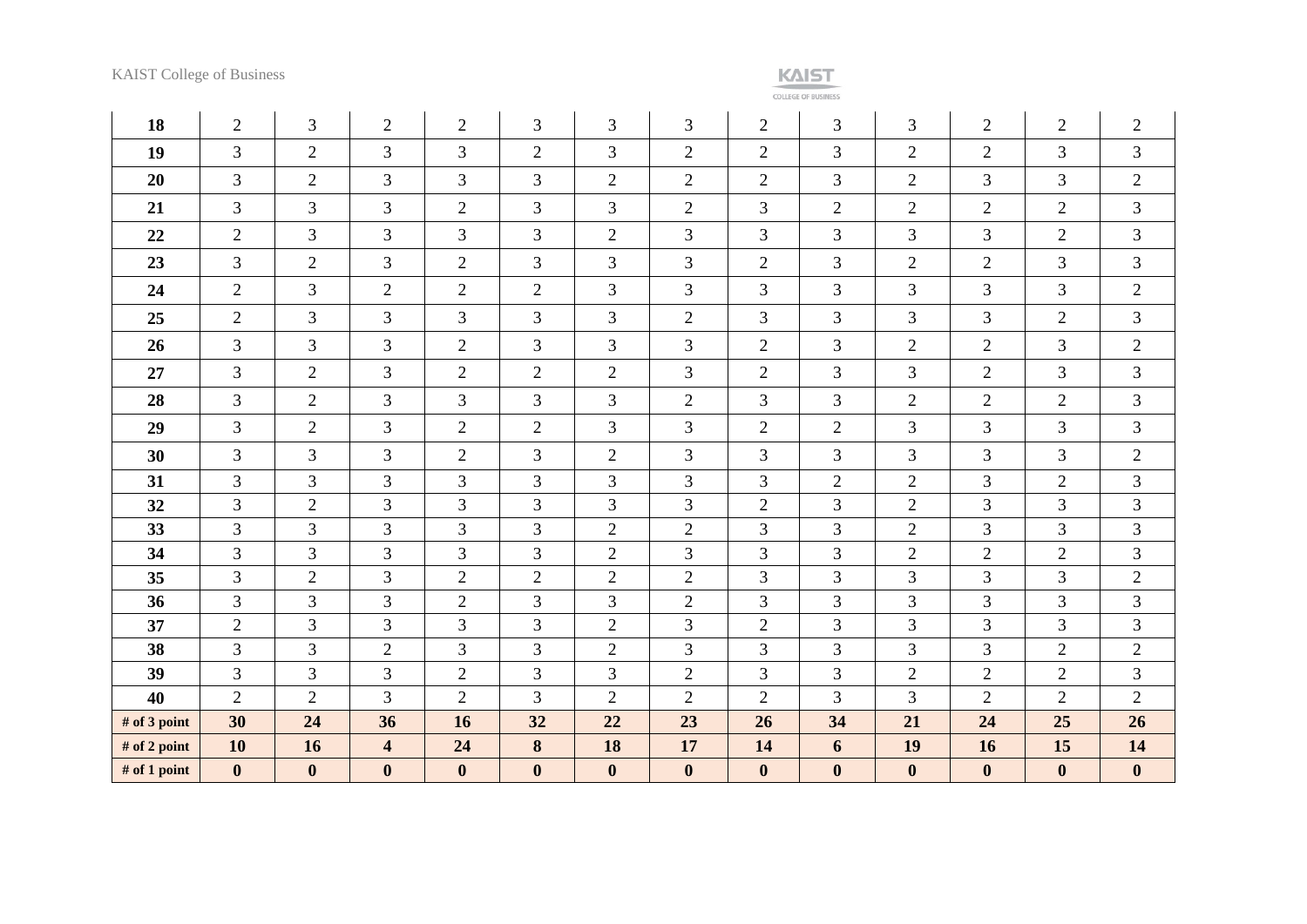| 18 | 2 | 3 | 2 | 2 | 3 | 3 | 3 | 2 | 3 | 3 | 2 | 2 | 2 |
|---|---|---|---|---|---|---|---|---|---|---|---|---|---|
| **19** | 3 | 2 | 3 | 3 | 2 | 3 | 2 | 2 | 3 | 2 | 2 | 3 | 3 |
| **20** | 3 | 2 | 3 | 3 | 3 | 2 | 2 | 2 | 3 | 2 | 3 | 3 | 2 |
| **21** | 3 | 3 | 3 | 2 | 3 | 3 | 2 | 3 | 2 | 2 | 2 | 2 | 3 |
| **22** | 2 | 3 | 3 | 3 | 3 | 2 | 3 | 3 | 3 | 3 | 3 | 2 | 3 |
| **23** | 3 | 2 | 3 | 2 | 3 | 3 | 3 | 2 | 3 | 2 | 2 | 3 | 3 |
| **24** | 2 | 3 | 2 | 2 | 2 | 3 | 3 | 3 | 3 | 3 | 3 | 3 | 2 |
| **25** | 2 | 3 | 3 | 3 | 3 | 3 | 2 | 3 | 3 | 3 | 3 | 2 | 3 |
| **26** | 3 | 3 | 3 | 2 | 3 | 3 | 3 | 2 | 3 | 2 | 2 | 3 | 2 |
| **27** | 3 | 2 | 3 | 2 | 2 | 2 | 3 | 2 | 3 | 3 | 2 | 3 | 3 |
| **28** | 3 | 2 | 3 | 3 | 3 | 3 | 2 | 3 | 3 | 2 | 2 | 2 | 3 |
| **29** | 3 | 2 | 3 | 2 | 2 | 3 | 3 | 2 | 2 | 3 | 3 | 3 | 3 |
| **30** | 3 | 3 | 3 | 2 | 3 | 2 | 3 | 3 | 3 | 3 | 3 | 3 | 2 |
| **31** | 3 | 3 | 3 | 3 | 3 | 3 | 3 | 3 | 2 | 2 | 3 | 2 | 3 |
| **32** | 3 | 2 | 3 | 3 | 3 | 3 | 3 | 2 | 3 | 2 | 3 | 3 | 3 |
| **33** | 3 | 3 | 3 | 3 | 3 | 2 | 2 | 3 | 3 | 2 | 3 | 3 | 3 |
| **34** | 3 | 3 | 3 | 3 | 3 | 2 | 3 | 3 | 3 | 2 | 2 | 2 | 3 |
| **35** | 3 | 2 | 3 | 2 | 2 | 2 | 2 | 3 | 3 | 3 | 3 | 3 | 2 |
| **36** | 3 | 3 | 3 | 2 | 3 | 3 | 2 | 3 | 3 | 3 | 3 | 3 | 3 |
| **37** | 2 | 3 | 3 | 3 | 3 | 2 | 3 | 2 | 3 | 3 | 3 | 3 | 3 |
| **38** | 3 | 3 | 2 | 3 | 3 | 2 | 3 | 3 | 3 | 3 | 3 | 2 | 2 |
| **39** | 3 | 3 | 3 | 2 | 3 | 3 | 2 | 3 | 3 | 2 | 2 | 2 | 3 |
| **40** | 2 | 2 | 3 | 2 | 3 | 2 | 2 | 2 | 3 | 3 | 2 | 2 | 2 |
| **# of 3 point** | **30** | **24** | **36** | **16** | **32** | **22** | **23** | **26** | **34** | **21** | **24** | **25** | **26** |
| **# of 2 point** | **10** | **16** | **4** | **24** | **8** | **18** | **17** | **14** | **6** | **19** | **16** | **15** | **14** |
| **# of 1 point** | **0** | **0** | **0** | **0** | **0** | **0** | **0** | **0** | **0** | **0** | **0** | **0** | **0** |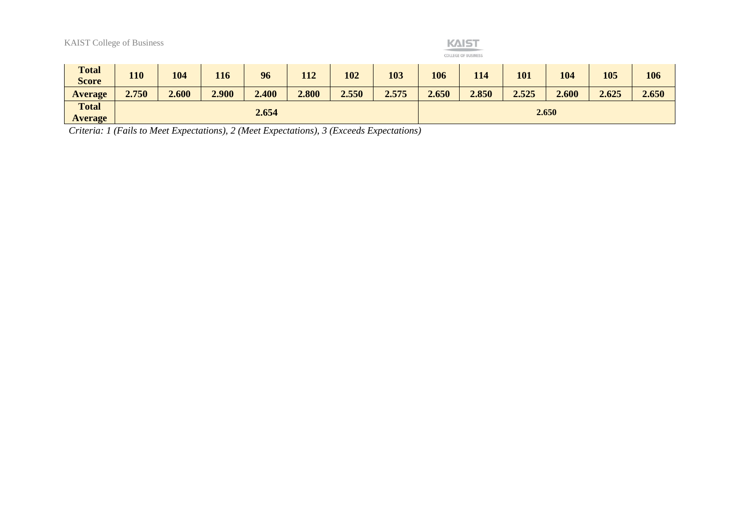| Total Score | 110 | 104 | 116 | 96 | 112 | 102 | 103 | 106 | 114 | 101 | 104 | 105 | 106 |
|---|---|---|---|---|---|---|---|---|---|---|---|---|---|
| **Average** | **2.750** | **2.600** | **2.900** | **2.400** | **2.800** | **2.550** | **2.575** | **2.650** | **2.850** | **2.525** | **2.600** | **2.625** | **2.650** |
| **Total Average** | **2.654** | | | | | | | **2.650** | | | | | |

*Criteria: 1 (Fails to Meet Expectations), 2 (Meet Expectations), 3 (Exceeds Expectations)*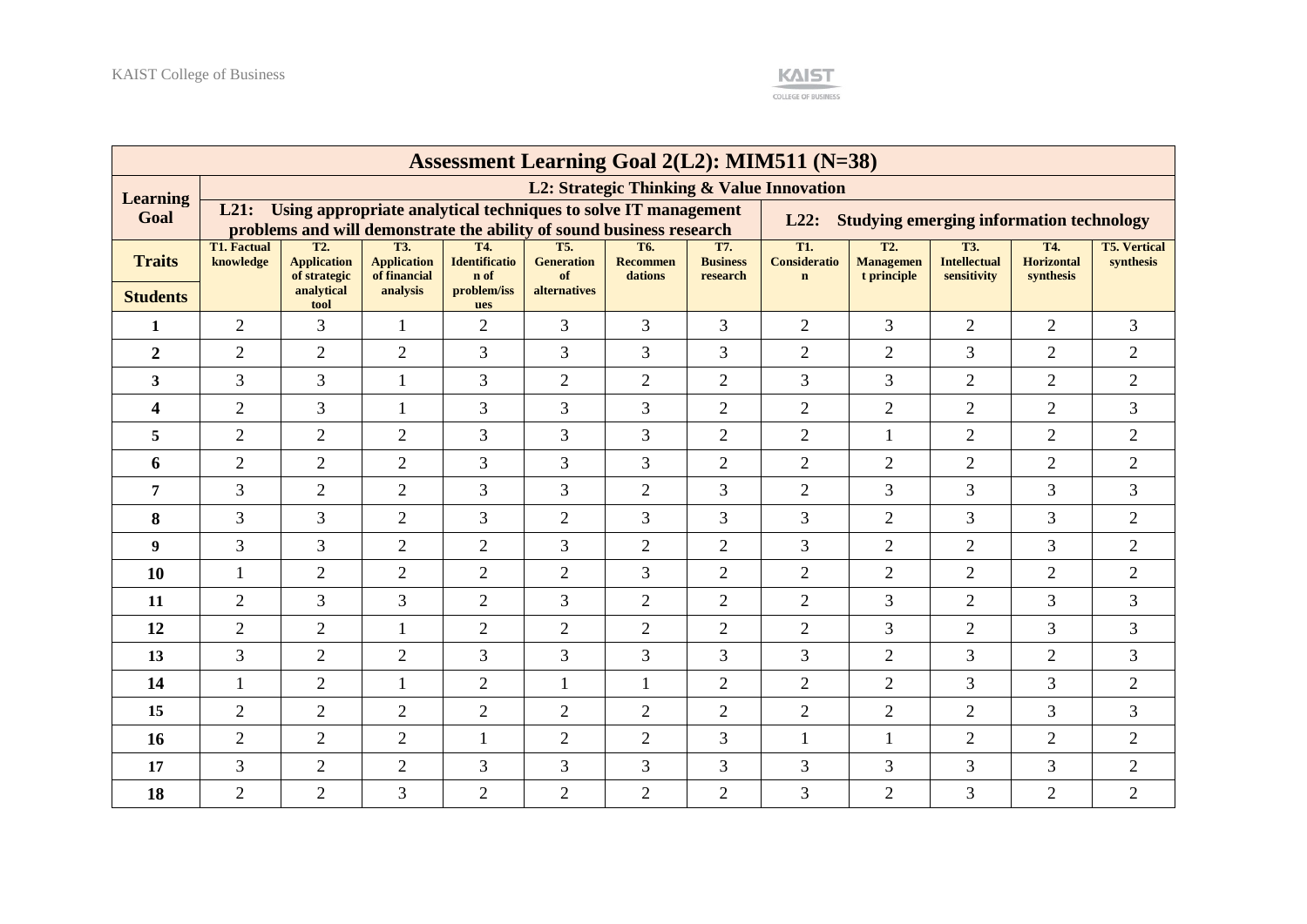| Assessment Learning Goal 2(L2): MIM511 (N=38) | | | | | | | | | | | | |
|---|---|---|---|---|---|---|---|---|---|---|---|---|
| **Learning Goal** | **L2: Strategic Thinking & Value Innovation** | | | | | | | | | | | |
| | **L21: Using appropriate analytical techniques to solve IT management problems and will demonstrate the ability of sound business research** | | | | | | | **L22: Studying emerging information technology** | | | | |
| **Traits** / **Students** | **T1. Factual knowledge** | **T2. Application of strategic analytical tool** | **T3. Application of financial analysis** | **T4. Identification of problem/issues** | **T5. Generation of alternatives** | **T6. Recommendations** | **T7. Business research** | **T1. Consideration** | **T2. Management principle** | **T3. Intellectual sensitivity** | **T4. Horizontal synthesis** | **T5. Vertical synthesis** |
| **1** | 2 | 3 | 1 | 2 | 3 | 3 | 3 | 2 | 3 | 2 | 2 | 3 |
| **2** | 2 | 2 | 2 | 3 | 3 | 3 | 3 | 2 | 2 | 3 | 2 | 2 |
| **3** | 3 | 3 | 1 | 3 | 2 | 2 | 2 | 3 | 3 | 2 | 2 | 2 |
| **4** | 2 | 3 | 1 | 3 | 3 | 3 | 2 | 2 | 2 | 2 | 2 | 3 |
| **5** | 2 | 2 | 2 | 3 | 3 | 3 | 2 | 2 | 1 | 2 | 2 | 2 |
| **6** | 2 | 2 | 2 | 3 | 3 | 3 | 2 | 2 | 2 | 2 | 2 | 2 |
| **7** | 3 | 2 | 2 | 3 | 3 | 2 | 3 | 2 | 3 | 3 | 3 | 3 |
| **8** | 3 | 3 | 2 | 3 | 2 | 3 | 3 | 3 | 2 | 3 | 3 | 2 |
| **9** | 3 | 3 | 2 | 2 | 3 | 2 | 2 | 3 | 2 | 2 | 3 | 2 |
| **10** | 1 | 2 | 2 | 2 | 2 | 3 | 2 | 2 | 2 | 2 | 2 | 2 |
| **11** | 2 | 3 | 3 | 2 | 3 | 2 | 2 | 2 | 3 | 2 | 3 | 3 |
| **12** | 2 | 2 | 1 | 2 | 2 | 2 | 2 | 2 | 3 | 2 | 3 | 3 |
| **13** | 3 | 2 | 2 | 3 | 3 | 3 | 3 | 3 | 2 | 3 | 2 | 3 |
| **14** | 1 | 2 | 1 | 2 | 1 | 1 | 2 | 2 | 2 | 3 | 3 | 2 |
| **15** | 2 | 2 | 2 | 2 | 2 | 2 | 2 | 2 | 2 | 2 | 3 | 3 |
| **16** | 2 | 2 | 2 | 1 | 2 | 2 | 3 | 1 | 1 | 2 | 2 | 2 |
| **17** | 3 | 2 | 2 | 3 | 3 | 3 | 3 | 3 | 3 | 3 | 3 | 2 |
| **18** | 2 | 2 | 3 | 2 | 2 | 2 | 2 | 3 | 2 | 3 | 2 | 2 |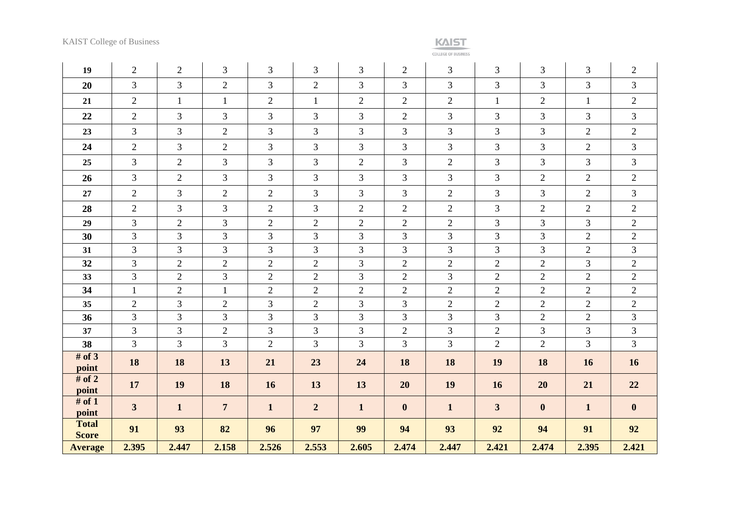| 19 | 2 | 2 | 3 | 3 | 3 | 3 | 2 | 3 | 3 | 3 | 3 | 2 |
|---|---|---|---|---|---|---|---|---|---|---|---|---|
| **20** | 3 | 3 | 2 | 3 | 2 | 3 | 3 | 3 | 3 | 3 | 3 | 3 |
| **21** | 2 | 1 | 1 | 2 | 1 | 2 | 2 | 2 | 1 | 2 | 1 | 2 |
| **22** | 2 | 3 | 3 | 3 | 3 | 3 | 2 | 3 | 3 | 3 | 3 | 3 |
| **23** | 3 | 3 | 2 | 3 | 3 | 3 | 3 | 3 | 3 | 3 | 2 | 2 |
| **24** | 2 | 3 | 2 | 3 | 3 | 3 | 3 | 3 | 3 | 3 | 2 | 3 |
| **25** | 3 | 2 | 3 | 3 | 3 | 2 | 3 | 2 | 3 | 3 | 3 | 3 |
| **26** | 3 | 2 | 3 | 3 | 3 | 3 | 3 | 3 | 3 | 2 | 2 | 2 |
| **27** | 2 | 3 | 2 | 2 | 3 | 3 | 3 | 2 | 3 | 3 | 2 | 3 |
| **28** | 2 | 3 | 3 | 2 | 3 | 2 | 2 | 2 | 3 | 2 | 2 | 2 |
| **29** | 3 | 2 | 3 | 2 | 2 | 2 | 2 | 2 | 3 | 3 | 3 | 2 |
| **30** | 3 | 3 | 3 | 3 | 3 | 3 | 3 | 3 | 3 | 3 | 2 | 2 |
| **31** | 3 | 3 | 3 | 3 | 3 | 3 | 3 | 3 | 3 | 3 | 2 | 3 |
| **32** | 3 | 2 | 2 | 2 | 2 | 3 | 2 | 2 | 2 | 2 | 3 | 2 |
| **33** | 3 | 2 | 3 | 2 | 2 | 3 | 2 | 3 | 2 | 2 | 2 | 2 |
| **34** | 1 | 2 | 1 | 2 | 2 | 2 | 2 | 2 | 2 | 2 | 2 | 2 |
| **35** | 2 | 3 | 2 | 3 | 2 | 3 | 3 | 2 | 2 | 2 | 2 | 2 |
| **36** | 3 | 3 | 3 | 3 | 3 | 3 | 3 | 3 | 3 | 2 | 2 | 3 |
| **37** | 3 | 3 | 2 | 3 | 3 | 3 | 2 | 3 | 2 | 3 | 3 | 3 |
| **38** | 3 | 3 | 3 | 2 | 3 | 3 | 3 | 3 | 2 | 2 | 3 | 3 |
| **# of 3 point** | **18** | **18** | **13** | **21** | **23** | **24** | **18** | **18** | **19** | **18** | **16** | **16** |
| **# of 2 point** | **17** | **19** | **18** | **16** | **13** | **13** | **20** | **19** | **16** | **20** | **21** | **22** |
| **# of 1 point** | **3** | **1** | **7** | **1** | **2** | **1** | **0** | **1** | **3** | **0** | **1** | **0** |
| **Total Score** | **91** | **93** | **82** | **96** | **97** | **99** | **94** | **93** | **92** | **94** | **91** | **92** |
| **Average** | **2.395** | **2.447** | **2.158** | **2.526** | **2.553** | **2.605** | **2.474** | **2.447** | **2.421** | **2.474** | **2.395** | **2.421** |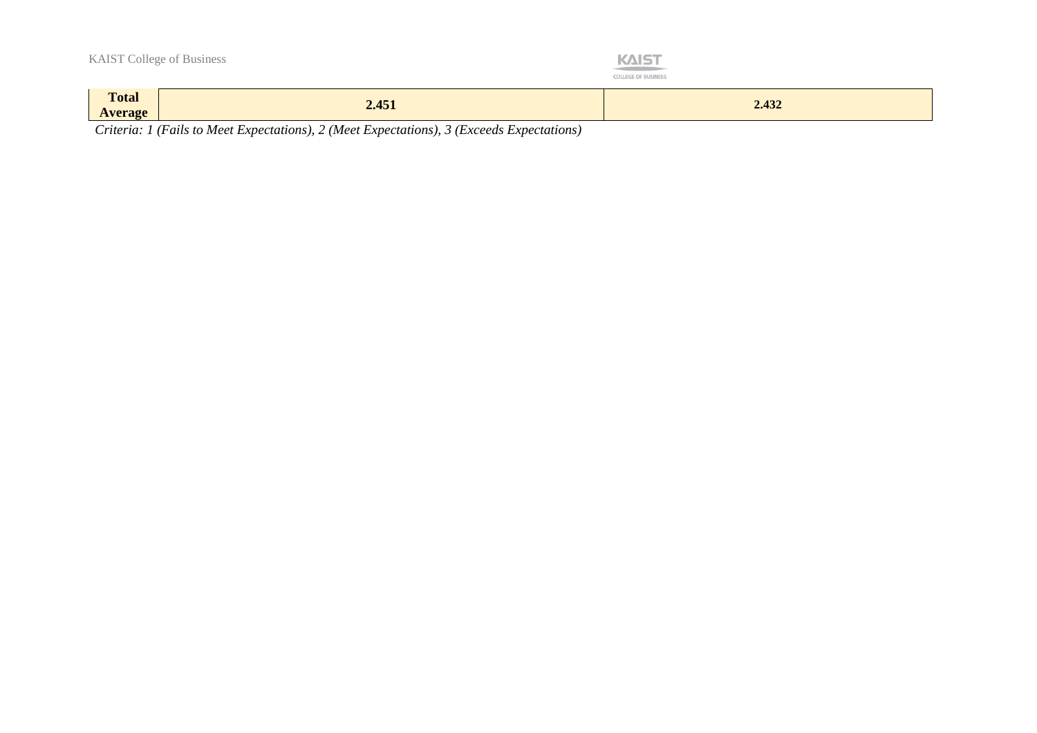| Total Average | 2.451 | 2.432 |
| --- | --- | --- |

*Criteria: 1 (Fails to Meet Expectations), 2 (Meet Expectations), 3 (Exceeds Expectations)*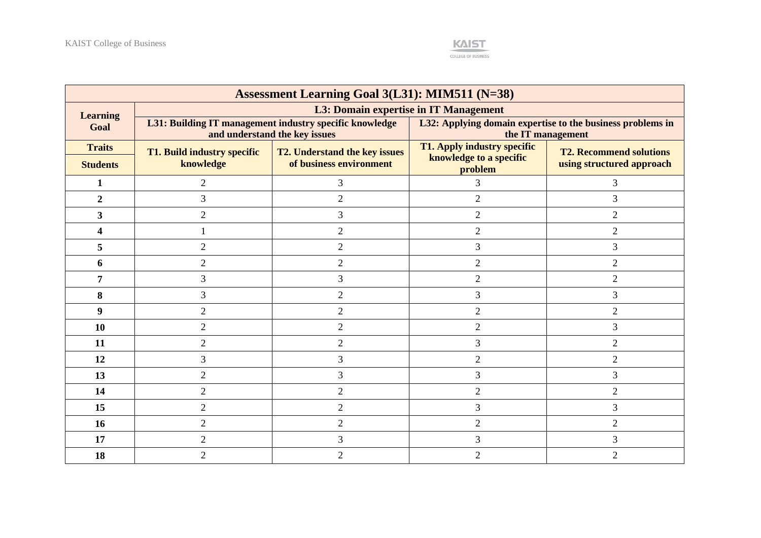| Assessment Learning Goal 3(L31): MIM511 (N=38) | | | | |
|---|---|---|---|---|
| **Learning Goal** | **L3: Domain expertise in IT Management** | | | |
| | **L31: Building IT management industry specific knowledge and understand the key issues** | | **L32: Applying domain expertise to the business problems in the IT management** | |
| **Traits** / **Students** | **T1. Build industry specific knowledge** | **T2. Understand the key issues of business environment** | **T1. Apply industry specific knowledge to a specific problem** | **T2. Recommend solutions using structured approach** |
| **1** | 2 | 3 | 3 | 3 |
| **2** | 3 | 2 | 2 | 3 |
| **3** | 2 | 3 | 2 | 2 |
| **4** | 1 | 2 | 2 | 2 |
| **5** | 2 | 2 | 3 | 3 |
| **6** | 2 | 2 | 2 | 2 |
| **7** | 3 | 3 | 2 | 2 |
| **8** | 3 | 2 | 3 | 3 |
| **9** | 2 | 2 | 2 | 2 |
| **10** | 2 | 2 | 2 | 3 |
| **11** | 2 | 2 | 3 | 2 |
| **12** | 3 | 3 | 2 | 2 |
| **13** | 2 | 3 | 3 | 3 |
| **14** | 2 | 2 | 2 | 2 |
| **15** | 2 | 2 | 3 | 3 |
| **16** | 2 | 2 | 2 | 2 |
| **17** | 2 | 3 | 3 | 3 |
| **18** | 2 | 2 | 2 | 2 |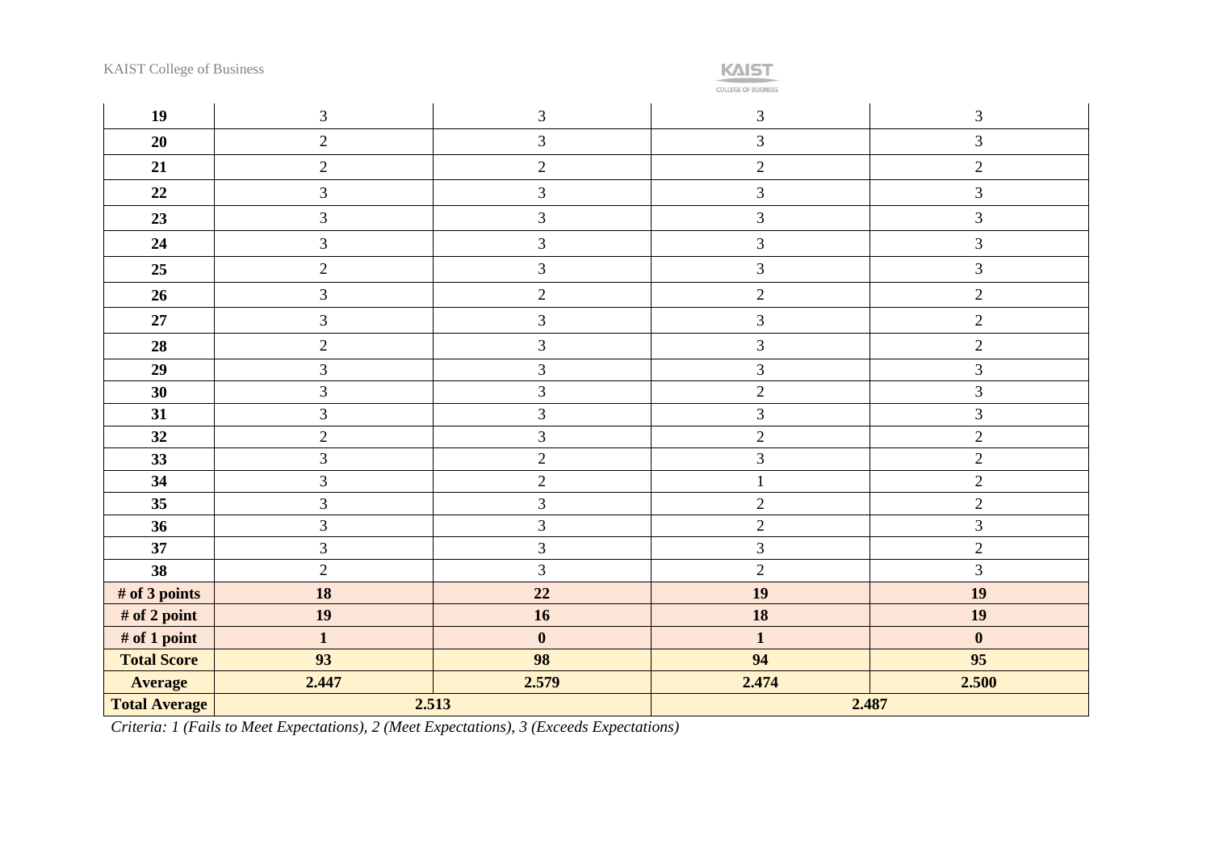| | | | | |
|---|---|---|---|---|
| **19** | 3 | 3 | 3 | 3 |
| **20** | 2 | 3 | 3 | 3 |
| **21** | 2 | 2 | 2 | 2 |
| **22** | 3 | 3 | 3 | 3 |
| **23** | 3 | 3 | 3 | 3 |
| **24** | 3 | 3 | 3 | 3 |
| **25** | 2 | 3 | 3 | 3 |
| **26** | 3 | 2 | 2 | 2 |
| **27** | 3 | 3 | 3 | 2 |
| **28** | 2 | 3 | 3 | 2 |
| **29** | 3 | 3 | 3 | 3 |
| **30** | 3 | 3 | 2 | 3 |
| **31** | 3 | 3 | 3 | 3 |
| **32** | 2 | 3 | 2 | 2 |
| **33** | 3 | 2 | 3 | 2 |
| **34** | 3 | 2 | 1 | 2 |
| **35** | 3 | 3 | 2 | 2 |
| **36** | 3 | 3 | 2 | 3 |
| **37** | 3 | 3 | 3 | 2 |
| **38** | 2 | 3 | 2 | 3 |
| **# of 3 points** | **18** | **22** | **19** | **19** |
| **# of 2 point** | **19** | **16** | **18** | **19** |
| **# of 1 point** | **1** | **0** | **1** | **0** |
| **Total Score** | **93** | **98** | **94** | **95** |
| **Average** | **2.447** | **2.579** | **2.474** | **2.500** |
| **Total Average** | **2.513** | | **2.487** | |

*Criteria: 1 (Fails to Meet Expectations), 2 (Meet Expectations), 3 (Exceeds Expectations)*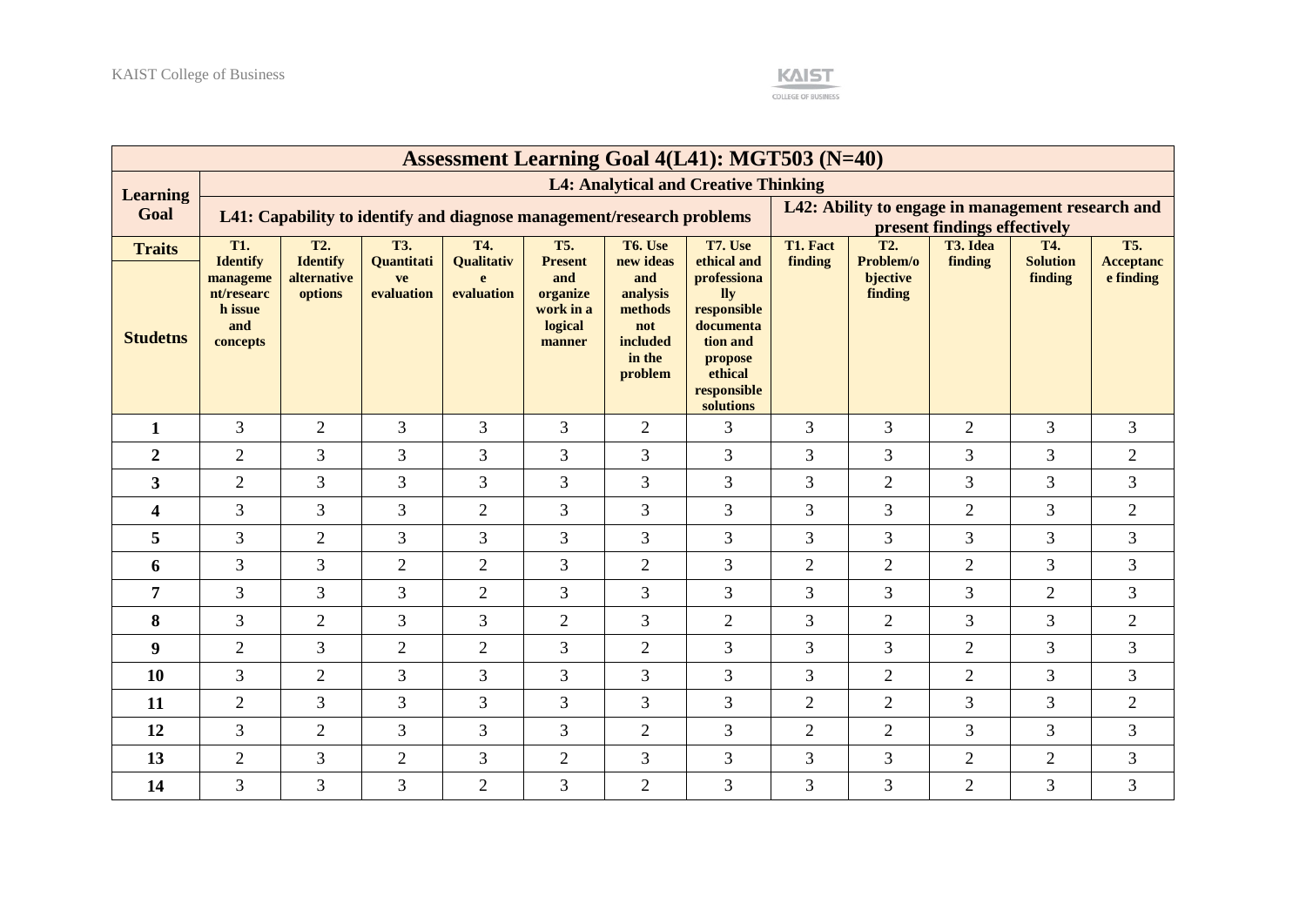| Assessment Learning Goal 4(L41): MGT503 (N=40) | | | | | | | | | | | | |
|---|---|---|---|---|---|---|---|---|---|---|---|---|
| Learning Goal | L4: Analytical and Creative Thinking | | | | | | | | | | | |
| | L41: Capability to identify and diagnose management/research problems | | | | | | | L42: Ability to engage in management research and present findings effectively | | | | |
| Traits | T1. Identify management/research issue and concepts | T2. Identify alternative options | T3. Quantitative evaluation | T4. Qualitative evaluation | T5. Present and organize work in a logical manner | T6. Use new ideas and analysis methods not included in the problem | T7. Use ethical and professionally responsible documentation and propose ethical responsible solutions | T1. Fact finding | T2. Problem/objective finding | T3. Idea finding | T4. Solution finding | T5. Acceptance finding |
| Studetns | | | | | | | | | | | | |
| **1** | 3 | 2 | 3 | 3 | 3 | 2 | 3 | 3 | 3 | 2 | 3 | 3 |
| **2** | 2 | 3 | 3 | 3 | 3 | 3 | 3 | 3 | 3 | 3 | 3 | 2 |
| **3** | 2 | 3 | 3 | 3 | 3 | 3 | 3 | 3 | 2 | 3 | 3 | 3 |
| **4** | 3 | 3 | 3 | 2 | 3 | 3 | 3 | 3 | 3 | 2 | 3 | 2 |
| **5** | 3 | 2 | 3 | 3 | 3 | 3 | 3 | 3 | 3 | 3 | 3 | 3 |
| **6** | 3 | 3 | 2 | 2 | 3 | 2 | 3 | 2 | 2 | 2 | 3 | 3 |
| **7** | 3 | 3 | 3 | 2 | 3 | 3 | 3 | 3 | 3 | 3 | 2 | 3 |
| **8** | 3 | 2 | 3 | 3 | 2 | 3 | 2 | 3 | 2 | 3 | 3 | 2 |
| **9** | 2 | 3 | 2 | 2 | 3 | 2 | 3 | 3 | 3 | 2 | 3 | 3 |
| **10** | 3 | 2 | 3 | 3 | 3 | 3 | 3 | 3 | 2 | 2 | 3 | 3 |
| **11** | 2 | 3 | 3 | 3 | 3 | 3 | 3 | 2 | 2 | 3 | 3 | 2 |
| **12** | 3 | 2 | 3 | 3 | 3 | 2 | 3 | 2 | 2 | 3 | 3 | 3 |
| **13** | 2 | 3 | 2 | 3 | 2 | 3 | 3 | 3 | 3 | 2 | 2 | 3 |
| **14** | 3 | 3 | 3 | 2 | 3 | 2 | 3 | 3 | 3 | 2 | 3 | 3 |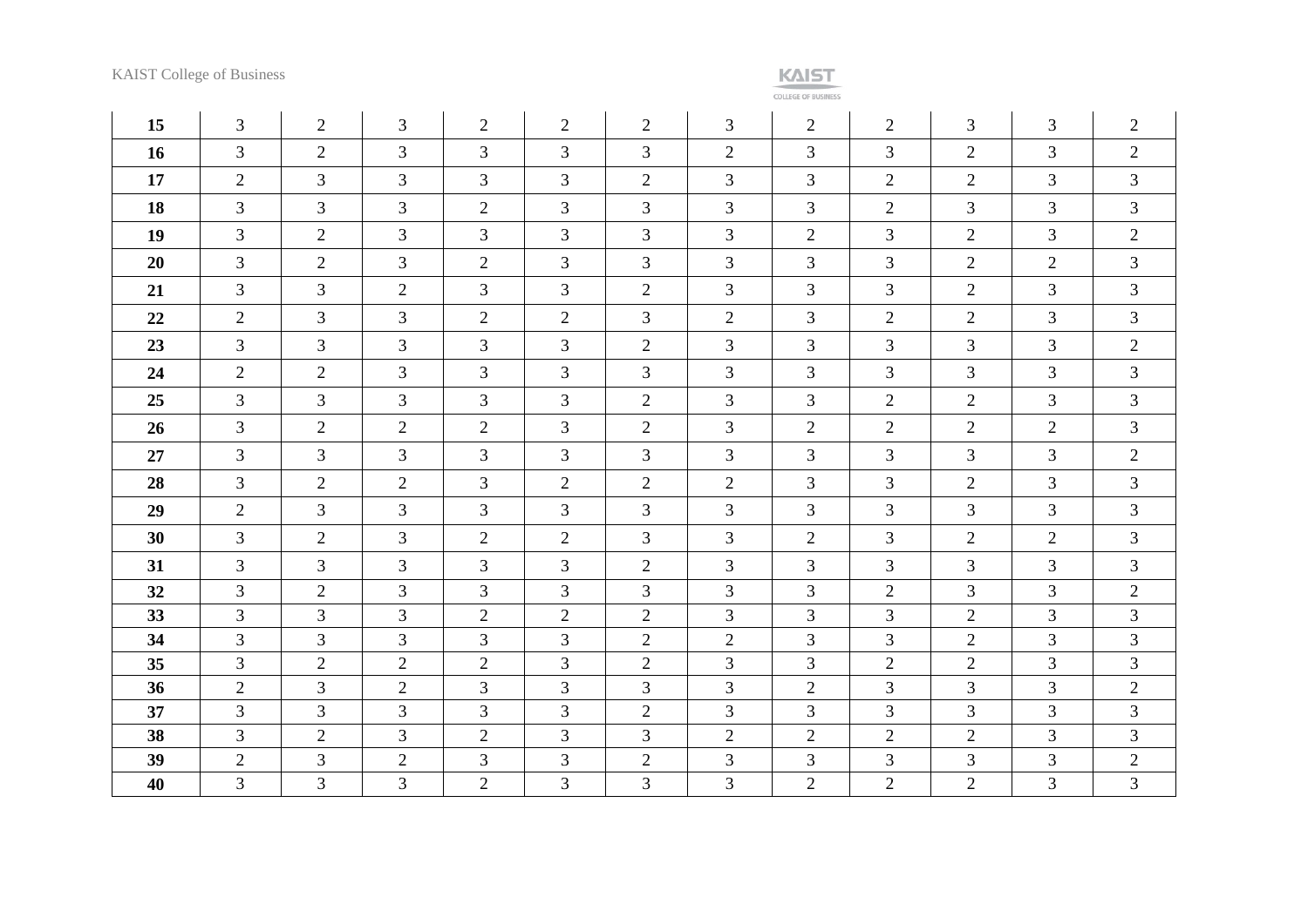| 15 | 3 | 2 | 3 | 2 | 2 | 2 | 3 | 2 | 2 | 3 | 3 | 2 |
|---|---|---|---|---|---|---|---|---|---|---|---|---|
| 16 | 3 | 2 | 3 | 3 | 3 | 3 | 2 | 3 | 3 | 2 | 3 | 2 |
| 17 | 2 | 3 | 3 | 3 | 3 | 2 | 3 | 3 | 2 | 2 | 3 | 3 |
| 18 | 3 | 3 | 3 | 2 | 3 | 3 | 3 | 3 | 2 | 3 | 3 | 3 |
| 19 | 3 | 2 | 3 | 3 | 3 | 3 | 3 | 2 | 3 | 2 | 3 | 2 |
| 20 | 3 | 2 | 3 | 2 | 3 | 3 | 3 | 3 | 3 | 2 | 2 | 3 |
| 21 | 3 | 3 | 2 | 3 | 3 | 2 | 3 | 3 | 3 | 2 | 3 | 3 |
| 22 | 2 | 3 | 3 | 2 | 2 | 3 | 2 | 3 | 2 | 2 | 3 | 3 |
| 23 | 3 | 3 | 3 | 3 | 3 | 2 | 3 | 3 | 3 | 3 | 3 | 2 |
| 24 | 2 | 2 | 3 | 3 | 3 | 3 | 3 | 3 | 3 | 3 | 3 | 3 |
| 25 | 3 | 3 | 3 | 3 | 3 | 2 | 3 | 3 | 2 | 2 | 3 | 3 |
| 26 | 3 | 2 | 2 | 2 | 3 | 2 | 3 | 2 | 2 | 2 | 2 | 3 |
| 27 | 3 | 3 | 3 | 3 | 3 | 3 | 3 | 3 | 3 | 3 | 3 | 2 |
| 28 | 3 | 2 | 2 | 3 | 2 | 2 | 2 | 3 | 3 | 2 | 3 | 3 |
| 29 | 2 | 3 | 3 | 3 | 3 | 3 | 3 | 3 | 3 | 3 | 3 | 3 |
| 30 | 3 | 2 | 3 | 2 | 2 | 3 | 3 | 2 | 3 | 2 | 2 | 3 |
| 31 | 3 | 3 | 3 | 3 | 3 | 2 | 3 | 3 | 3 | 3 | 3 | 3 |
| 32 | 3 | 2 | 3 | 3 | 3 | 3 | 3 | 3 | 2 | 3 | 3 | 2 |
| 33 | 3 | 3 | 3 | 2 | 2 | 2 | 3 | 3 | 3 | 2 | 3 | 3 |
| 34 | 3 | 3 | 3 | 3 | 3 | 2 | 2 | 3 | 3 | 2 | 3 | 3 |
| 35 | 3 | 2 | 2 | 2 | 3 | 2 | 3 | 3 | 2 | 2 | 3 | 3 |
| 36 | 2 | 3 | 2 | 3 | 3 | 3 | 3 | 2 | 3 | 3 | 3 | 2 |
| 37 | 3 | 3 | 3 | 3 | 3 | 2 | 3 | 3 | 3 | 3 | 3 | 3 |
| 38 | 3 | 2 | 3 | 2 | 3 | 3 | 2 | 2 | 2 | 2 | 3 | 3 |
| 39 | 2 | 3 | 2 | 3 | 3 | 2 | 3 | 3 | 3 | 3 | 3 | 2 |
| 40 | 3 | 3 | 3 | 2 | 3 | 3 | 3 | 2 | 2 | 2 | 3 | 3 |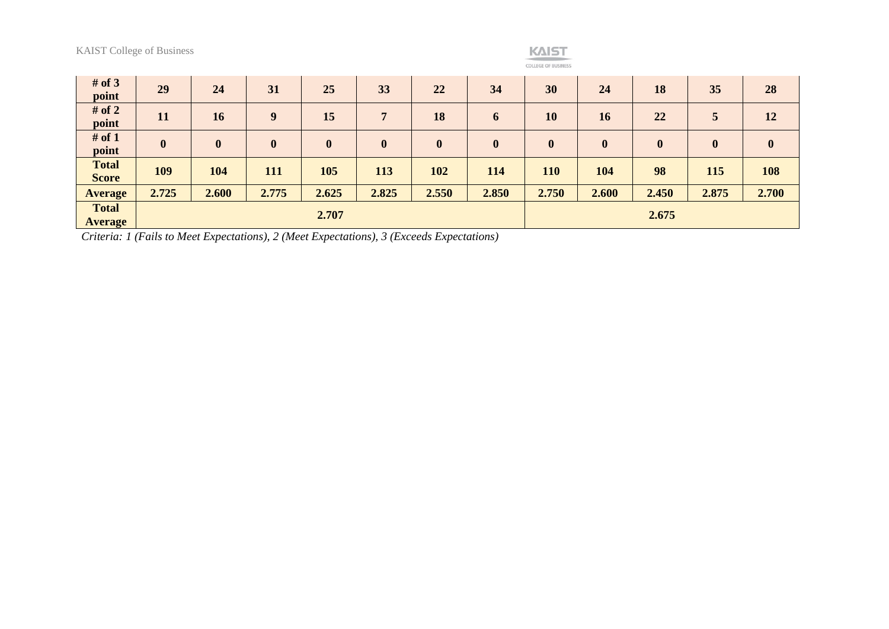| | | | | | | | | | | | | |
|---|---|---|---|---|---|---|---|---|---|---|---|---|
| **# of 3 point** | **29** | **24** | **31** | **25** | **33** | **22** | **34** | **30** | **24** | **18** | **35** | **28** |
| **# of 2 point** | **11** | **16** | **9** | **15** | **7** | **18** | **6** | **10** | **16** | **22** | **5** | **12** |
| **# of 1 point** | **0** | **0** | **0** | **0** | **0** | **0** | **0** | **0** | **0** | **0** | **0** | **0** |
| **Total Score** | **109** | **104** | **111** | **105** | **113** | **102** | **114** | **110** | **104** | **98** | **115** | **108** |
| **Average** | **2.725** | **2.600** | **2.775** | **2.625** | **2.825** | **2.550** | **2.850** | **2.750** | **2.600** | **2.450** | **2.875** | **2.700** |
| **Total Average** | **2.707** | | | | | | | **2.675** | | | | |

*Criteria: 1 (Fails to Meet Expectations), 2 (Meet Expectations), 3 (Exceeds Expectations)*